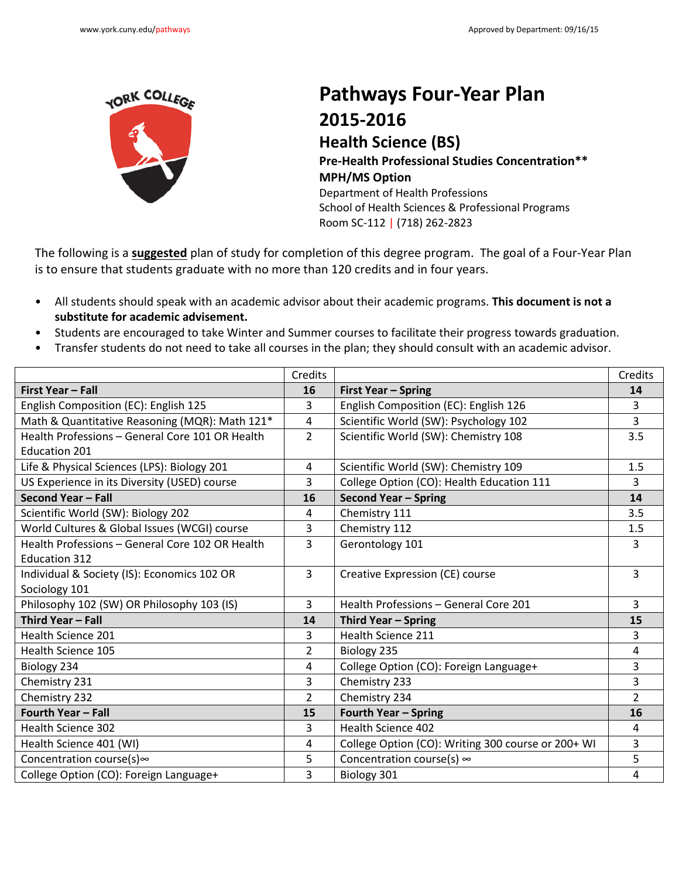www.york.cuny.edu/pathways

Approved by Department: 09/16/15

# Pathways Four-Year Plan
## 2015-2016
## Health Science (BS)
### Pre-Health Professional Studies Concentration**
### MPH/MS Option

Department of Health Professions
School of Health Sciences & Professional Programs
Room SC-112 | (718) 262-2823

The following is a **suggested** plan of study for completion of this degree program. The goal of a Four-Year Plan is to ensure that students graduate with no more than 120 credits and in four years.

- All students should speak with an academic advisor about their academic programs. **This document is not a substitute for academic advisement.**
- Students are encouraged to take Winter and Summer courses to facilitate their progress towards graduation.
- Transfer students do not need to take all courses in the plan; they should consult with an academic advisor.

| | Credits | | Credits |
|---|---|---|---|
| **First Year – Fall** | **16** | **First Year – Spring** | **14** |
| English Composition (EC): English 125 | 3 | English Composition (EC): English 126 | 3 |
| Math & Quantitative Reasoning (MQR): Math 121* | 4 | Scientific World (SW): Psychology 102 | 3 |
| Health Professions – General Core 101 OR Health Education 201 | 2 | Scientific World (SW): Chemistry 108 | 3.5 |
| Life & Physical Sciences (LPS): Biology 201 | 4 | Scientific World (SW): Chemistry 109 | 1.5 |
| US Experience in its Diversity (USED) course | 3 | College Option (CO): Health Education 111 | 3 |
| **Second Year – Fall** | **16** | **Second Year – Spring** | **14** |
| Scientific World (SW): Biology 202 | 4 | Chemistry 111 | 3.5 |
| World Cultures & Global Issues (WCGI) course | 3 | Chemistry 112 | 1.5 |
| Health Professions – General Core 102 OR Health Education 312 | 3 | Gerontology 101 | 3 |
| Individual & Society (IS): Economics 102 OR Sociology 101 | 3 | Creative Expression (CE) course | 3 |
| Philosophy 102 (SW) OR Philosophy 103 (IS) | 3 | Health Professions – General Core 201 | 3 |
| **Third Year – Fall** | **14** | **Third Year – Spring** | **15** |
| Health Science 201 | 3 | Health Science 211 | 3 |
| Health Science 105 | 2 | Biology 235 | 4 |
| Biology 234 | 4 | College Option (CO): Foreign Language+ | 3 |
| Chemistry 231 | 3 | Chemistry 233 | 3 |
| Chemistry 232 | 2 | Chemistry 234 | 2 |
| **Fourth Year – Fall** | **15** | **Fourth Year – Spring** | **16** |
| Health Science 302 | 3 | Health Science 402 | 4 |
| Health Science 401 (WI) | 4 | College Option (CO): Writing 300 course or 200+ WI | 3 |
| Concentration course(s)∞ | 5 | Concentration course(s) ∞ | 5 |
| College Option (CO): Foreign Language+ | 3 | Biology 301 | 4 |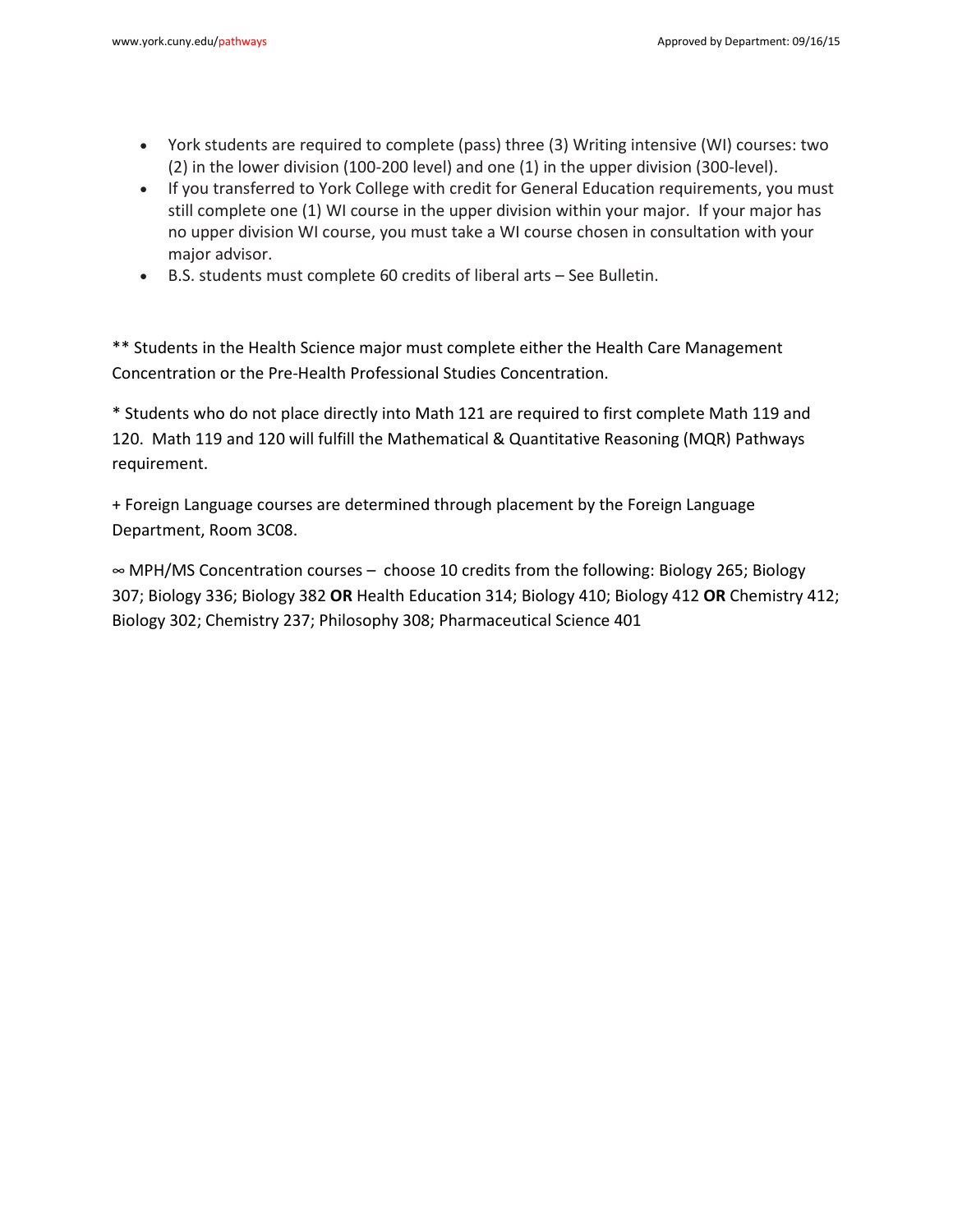- York students are required to complete (pass) three (3) Writing intensive (WI) courses: two (2) in the lower division (100-200 level) and one (1) in the upper division (300-level).
- If you transferred to York College with credit for General Education requirements, you must still complete one (1) WI course in the upper division within your major. If your major has no upper division WI course, you must take a WI course chosen in consultation with your major advisor.
- B.S. students must complete 60 credits of liberal arts – See Bulletin.

** Students in the Health Science major must complete either the Health Care Management Concentration or the Pre-Health Professional Studies Concentration.

* Students who do not place directly into Math 121 are required to first complete Math 119 and 120. Math 119 and 120 will fulfill the Mathematical & Quantitative Reasoning (MQR) Pathways requirement.

+ Foreign Language courses are determined through placement by the Foreign Language Department, Room 3C08.

∞ MPH/MS Concentration courses – choose 10 credits from the following: Biology 265; Biology 307; Biology 336; Biology 382 **OR** Health Education 314; Biology 410; Biology 412 **OR** Chemistry 412; Biology 302; Chemistry 237; Philosophy 308; Pharmaceutical Science 401